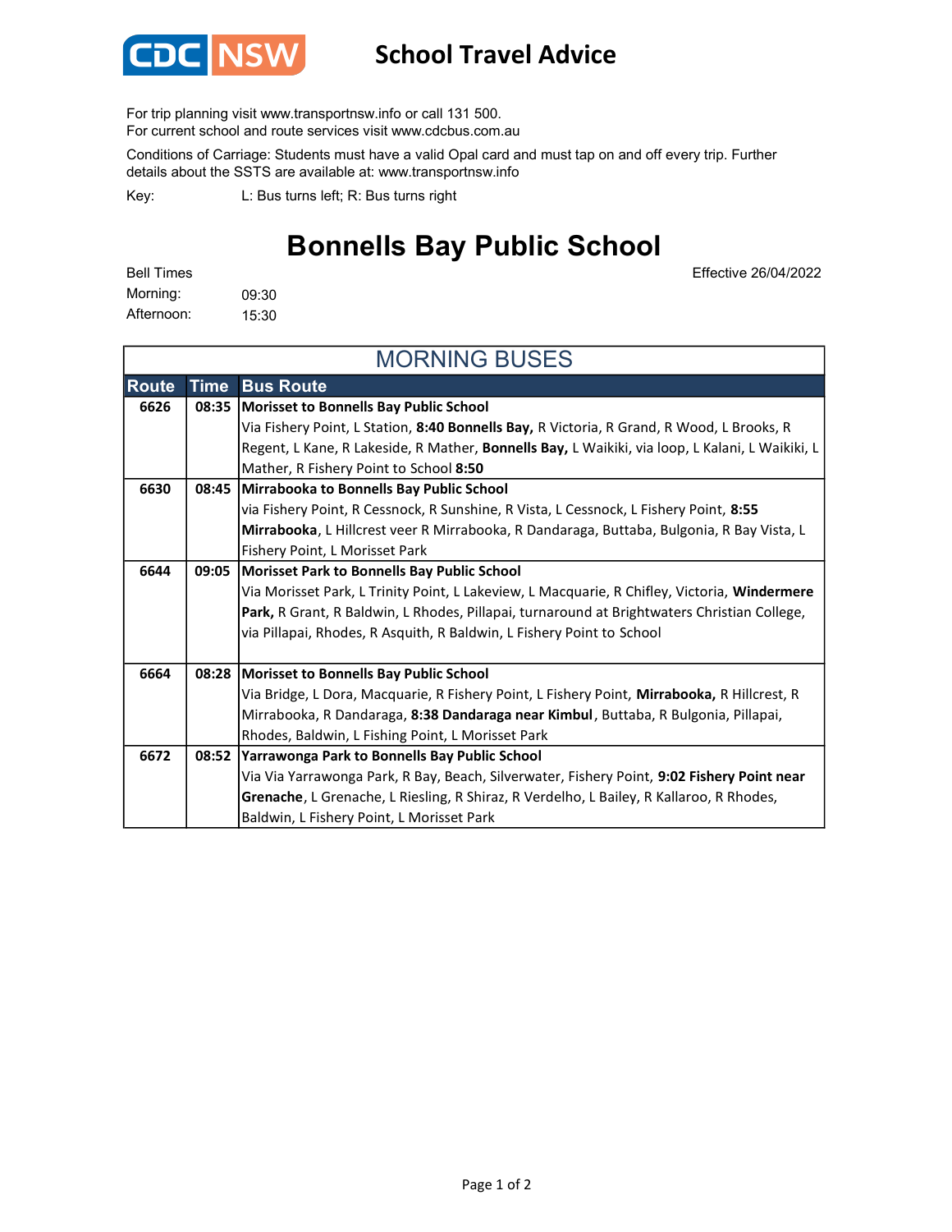# School Travel Advice

For trip planning visit www.transportnsw.info or call 131 500.
For current school and route services visit www.cdcbus.com.au

Conditions of Carriage: Students must have a valid Opal card and must tap on and off every trip. Further details about the SSTS are available at: www.transportnsw.info

Key: L: Bus turns left; R: Bus turns right

## Bonnells Bay Public School

Effective 26/04/2022

Bell Times
Morning: 09:30
Afternoon: 15:30

### MORNING BUSES

| Route | Time | Bus Route |
|---|---|---|
| 6626 | 08:35 | **Morisset to Bonnells Bay Public School** Via Fishery Point, L Station, **8:40 Bonnells Bay,** R Victoria, R Grand, R Wood, L Brooks, R Regent, L Kane, R Lakeside, R Mather, **Bonnells Bay,** L Waikiki, via loop, L Kalani, L Waikiki, L Mather, R Fishery Point to School **8:50** |
| 6630 | 08:45 | **Mirrabooka to Bonnells Bay Public School** via Fishery Point, R Cessnock, R Sunshine, R Vista, L Cessnock, L Fishery Point, **8:55 Mirrabooka**, L Hillcrest veer R Mirrabooka, R Dandaraga, Buttaba, Bulgonia, R Bay Vista, L Fishery Point, L Morisset Park |
| 6644 | 09:05 | **Morisset Park to Bonnells Bay Public School** Via Morisset Park, L Trinity Point, L Lakeview, L Macquarie, R Chifley, Victoria, **Windermere Park,** R Grant, R Baldwin, L Rhodes, Pillapai, turnaround at Brightwaters Christian College, via Pillapai, Rhodes, R Asquith, R Baldwin, L Fishery Point to School |
| 6664 | 08:28 | **Morisset to Bonnells Bay Public School** Via Bridge, L Dora, Macquarie, R Fishery Point, L Fishery Point, **Mirrabooka,** R Hillcrest, R Mirrabooka, R Dandaraga, **8:38 Dandaraga near Kimbul**, Buttaba, R Bulgonia, Pillapai, Rhodes, Baldwin, L Fishing Point, L Morisset Park |
| 6672 | 08:52 | **Yarrawonga Park to Bonnells Bay Public School** Via Via Yarrawonga Park, R Bay, Beach, Silverwater, Fishery Point, **9:02 Fishery Point near Grenache**, L Grenache, L Riesling, R Shiraz, R Verdelho, L Bailey, R Kallaroo, R Rhodes, Baldwin, L Fishery Point, L Morisset Park |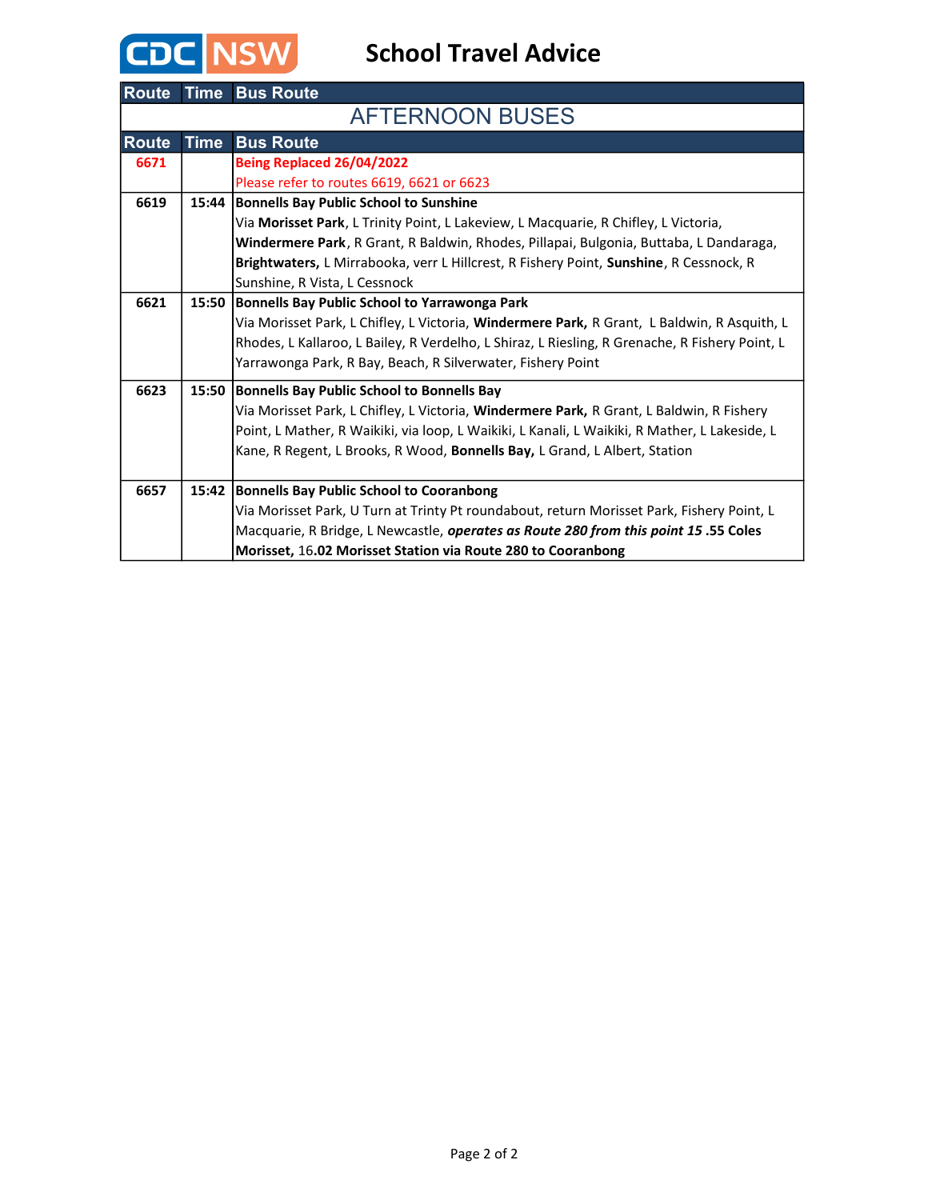# School Travel Advice

| Route | Time | Bus Route |
|---|---|---|
| **AFTERNOON BUSES** | | |
| **Route** | **Time** | **Bus Route** |
| **6671** | | **Being Replaced 26/04/2022** Please refer to routes 6619, 6621 or 6623 |
| **6619** | **15:44** | **Bonnells Bay Public School to Sunshine** Via **Morisset Park**, L Trinity Point, L Lakeview, L Macquarie, R Chifley, L Victoria, **Windermere Park**, R Grant, R Baldwin, Rhodes, Pillapai, Bulgonia, Buttaba, L Dandaraga, **Brightwaters,** L Mirrabooka, verr L Hillcrest, R Fishery Point, **Sunshine**, R Cessnock, R Sunshine, R Vista, L Cessnock |
| **6621** | **15:50** | **Bonnells Bay Public School to Yarrawonga Park** Via Morisset Park, L Chifley, L Victoria, **Windermere Park,** R Grant, L Baldwin, R Asquith, L Rhodes, L Kallaroo, L Bailey, R Verdelho, L Shiraz, L Riesling, R Grenache, R Fishery Point, L Yarrawonga Park, R Bay, Beach, R Silverwater, Fishery Point |
| **6623** | **15:50** | **Bonnells Bay Public School to Bonnells Bay** Via Morisset Park, L Chifley, L Victoria, **Windermere Park,** R Grant, L Baldwin, R Fishery Point, L Mather, R Waikiki, via loop, L Waikiki, L Kanali, L Waikiki, R Mather, L Lakeside, L Kane, R Regent, L Brooks, R Wood, **Bonnells Bay,** L Grand, L Albert, Station |
| **6657** | **15:42** | **Bonnells Bay Public School to Cooranbong** Via Morisset Park, U Turn at Trinty Pt roundabout, return Morisset Park, Fishery Point, L Macquarie, R Bridge, L Newcastle, ***operates as Route 280 from this point 15*** **.55 Coles Morisset,** 16**.02 Morisset Station via Route 280 to Cooranbong** |